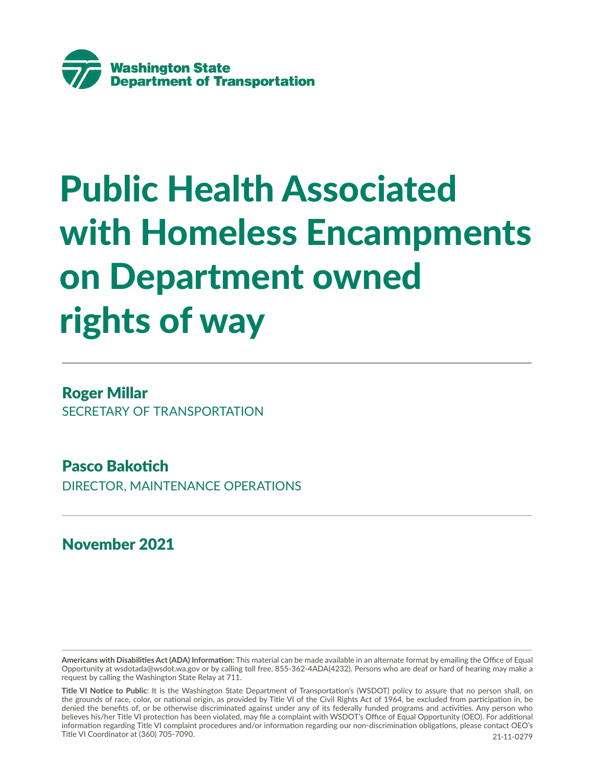**Washington State Department of Transportation**

# Public Health Associated with Homeless Encampments on Department owned rights of way

---

## Roger Millar

SECRETARY OF TRANSPORTATION

## Pasco Bakotich

DIRECTOR, MAINTENANCE OPERATIONS

---

## November 2021

---

**Americans with Disabilities Act (ADA) Information:** This material can be made available in an alternate format by emailing the Office of Equal Opportunity at wsdotada@wsdot.wa.gov or by calling toll free, 855-362-4ADA(4232). Persons who are deaf or hard of hearing may make a request by calling the Washington State Relay at 711.

**Title VI Notice to Public**: It is the Washington State Department of Transportation's (WSDOT) policy to assure that no person shall, on the grounds of race, color, or national origin, as provided by Title VI of the Civil Rights Act of 1964, be excluded from participation in, be denied the benefits of, or be otherwise discriminated against under any of its federally funded programs and activities. Any person who believes his/her Title VI protection has been violated, may file a complaint with WSDOT's Office of Equal Opportunity (OEO). For additional information regarding Title VI complaint procedures and/or information regarding our non-discrimination obligations, please contact OEO's Title VI Coordinator at (360) 705-7090.

21-11-0279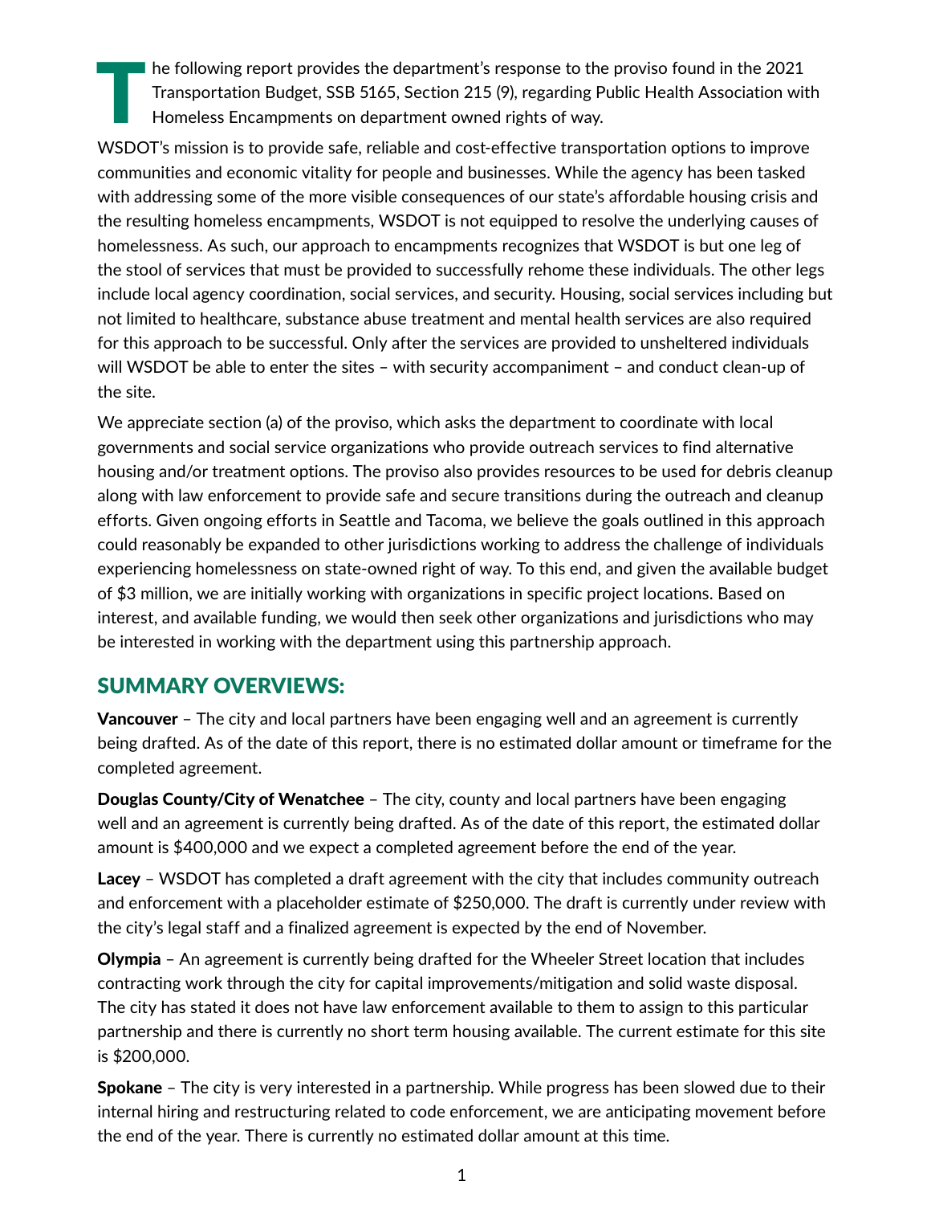The following report provides the department's response to the proviso found in the 2021 Transportation Budget, SSB 5165, Section 215 (9), regarding Public Health Association with Homeless Encampments on department owned rights of way.

WSDOT's mission is to provide safe, reliable and cost-effective transportation options to improve communities and economic vitality for people and businesses. While the agency has been tasked with addressing some of the more visible consequences of our state's affordable housing crisis and the resulting homeless encampments, WSDOT is not equipped to resolve the underlying causes of homelessness. As such, our approach to encampments recognizes that WSDOT is but one leg of the stool of services that must be provided to successfully rehome these individuals. The other legs include local agency coordination, social services, and security. Housing, social services including but not limited to healthcare, substance abuse treatment and mental health services are also required for this approach to be successful. Only after the services are provided to unsheltered individuals will WSDOT be able to enter the sites – with security accompaniment – and conduct clean-up of the site.

We appreciate section (a) of the proviso, which asks the department to coordinate with local governments and social service organizations who provide outreach services to find alternative housing and/or treatment options. The proviso also provides resources to be used for debris cleanup along with law enforcement to provide safe and secure transitions during the outreach and cleanup efforts. Given ongoing efforts in Seattle and Tacoma, we believe the goals outlined in this approach could reasonably be expanded to other jurisdictions working to address the challenge of individuals experiencing homelessness on state-owned right of way. To this end, and given the available budget of $3 million, we are initially working with organizations in specific project locations. Based on interest, and available funding, we would then seek other organizations and jurisdictions who may be interested in working with the department using this partnership approach.

## SUMMARY OVERVIEWS:

**Vancouver** – The city and local partners have been engaging well and an agreement is currently being drafted. As of the date of this report, there is no estimated dollar amount or timeframe for the completed agreement.

**Douglas County/City of Wenatchee** – The city, county and local partners have been engaging well and an agreement is currently being drafted. As of the date of this report, the estimated dollar amount is $400,000 and we expect a completed agreement before the end of the year.

**Lacey** – WSDOT has completed a draft agreement with the city that includes community outreach and enforcement with a placeholder estimate of $250,000. The draft is currently under review with the city's legal staff and a finalized agreement is expected by the end of November.

**Olympia** – An agreement is currently being drafted for the Wheeler Street location that includes contracting work through the city for capital improvements/mitigation and solid waste disposal. The city has stated it does not have law enforcement available to them to assign to this particular partnership and there is currently no short term housing available. The current estimate for this site is $200,000.

**Spokane** – The city is very interested in a partnership. While progress has been slowed due to their internal hiring and restructuring related to code enforcement, we are anticipating movement before the end of the year. There is currently no estimated dollar amount at this time.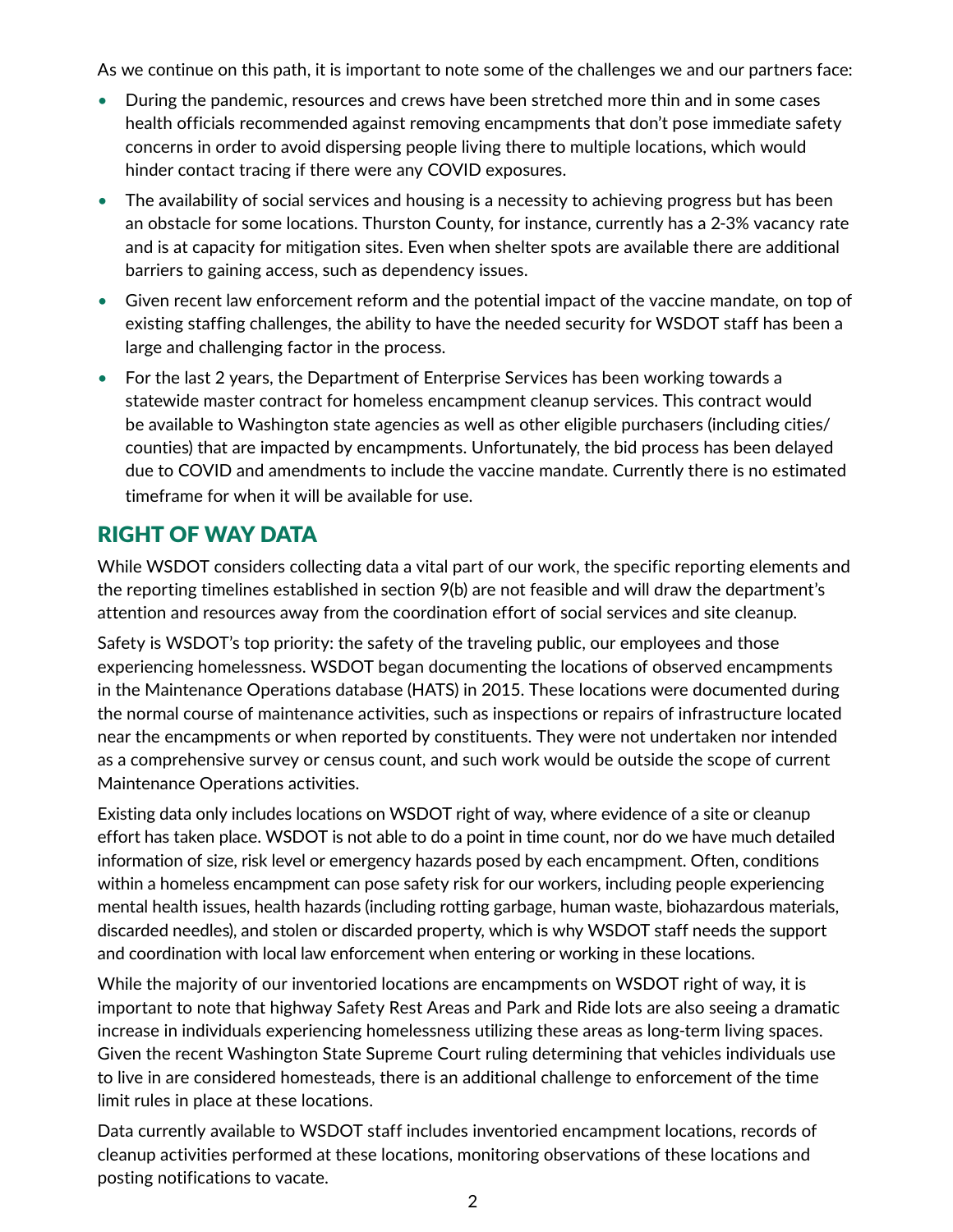As we continue on this path, it is important to note some of the challenges we and our partners face:

- During the pandemic, resources and crews have been stretched more thin and in some cases health officials recommended against removing encampments that don't pose immediate safety concerns in order to avoid dispersing people living there to multiple locations, which would hinder contact tracing if there were any COVID exposures.
- The availability of social services and housing is a necessity to achieving progress but has been an obstacle for some locations. Thurston County, for instance, currently has a 2-3% vacancy rate and is at capacity for mitigation sites. Even when shelter spots are available there are additional barriers to gaining access, such as dependency issues.
- Given recent law enforcement reform and the potential impact of the vaccine mandate, on top of existing staffing challenges, the ability to have the needed security for WSDOT staff has been a large and challenging factor in the process.
- For the last 2 years, the Department of Enterprise Services has been working towards a statewide master contract for homeless encampment cleanup services. This contract would be available to Washington state agencies as well as other eligible purchasers (including cities/counties) that are impacted by encampments. Unfortunately, the bid process has been delayed due to COVID and amendments to include the vaccine mandate. Currently there is no estimated timeframe for when it will be available for use.

## RIGHT OF WAY DATA

While WSDOT considers collecting data a vital part of our work, the specific reporting elements and the reporting timelines established in section 9(b) are not feasible and will draw the department's attention and resources away from the coordination effort of social services and site cleanup.

Safety is WSDOT's top priority: the safety of the traveling public, our employees and those experiencing homelessness. WSDOT began documenting the locations of observed encampments in the Maintenance Operations database (HATS) in 2015. These locations were documented during the normal course of maintenance activities, such as inspections or repairs of infrastructure located near the encampments or when reported by constituents. They were not undertaken nor intended as a comprehensive survey or census count, and such work would be outside the scope of current Maintenance Operations activities.

Existing data only includes locations on WSDOT right of way, where evidence of a site or cleanup effort has taken place. WSDOT is not able to do a point in time count, nor do we have much detailed information of size, risk level or emergency hazards posed by each encampment. Often, conditions within a homeless encampment can pose safety risk for our workers, including people experiencing mental health issues, health hazards (including rotting garbage, human waste, biohazardous materials, discarded needles), and stolen or discarded property, which is why WSDOT staff needs the support and coordination with local law enforcement when entering or working in these locations.

While the majority of our inventoried locations are encampments on WSDOT right of way, it is important to note that highway Safety Rest Areas and Park and Ride lots are also seeing a dramatic increase in individuals experiencing homelessness utilizing these areas as long-term living spaces. Given the recent Washington State Supreme Court ruling determining that vehicles individuals use to live in are considered homesteads, there is an additional challenge to enforcement of the time limit rules in place at these locations.

Data currently available to WSDOT staff includes inventoried encampment locations, records of cleanup activities performed at these locations, monitoring observations of these locations and posting notifications to vacate.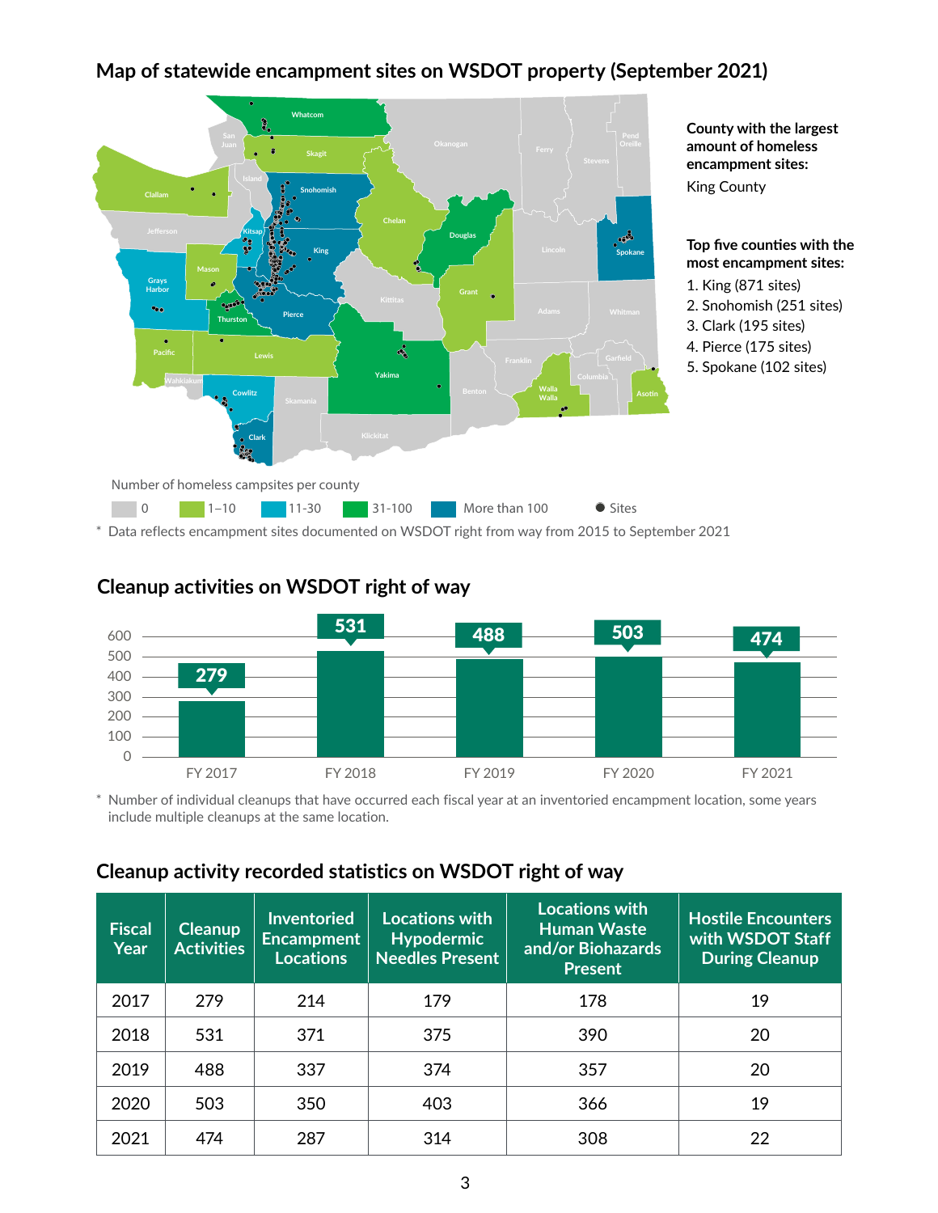## Map of statewide encampment sites on WSDOT property (September 2021)

**County with the largest amount of homeless encampment sites:**

King County

**Top five counties with the most encampment sites:**

1. King (871 sites)
2. Snohomish (251 sites)
3. Clark (195 sites)
4. Pierce (175 sites)
5. Spokane (102 sites)

Number of homeless campsites per county

0 | 1–10 | 11–30 | 31-100 | More than 100 | ● Sites

\* Data reflects encampment sites documented on WSDOT right from way from 2015 to September 2021

## Cleanup activities on WSDOT right of way

| Fiscal Year | Cleanups |
|---|---|
| FY 2017 | 279 |
| FY 2018 | 531 |
| FY 2019 | 488 |
| FY 2020 | 503 |
| FY 2021 | 474 |

\* Number of individual cleanups that have occurred each fiscal year at an inventoried encampment location, some years include multiple cleanups at the same location.

## Cleanup activity recorded statistics on WSDOT right of way

| Fiscal Year | Cleanup Activities | Inventoried Encampment Locations | Locations with Hypodermic Needles Present | Locations with Human Waste and/or Biohazards Present | Hostile Encounters with WSDOT Staff During Cleanup |
|---|---|---|---|---|---|
| 2017 | 279 | 214 | 179 | 178 | 19 |
| 2018 | 531 | 371 | 375 | 390 | 20 |
| 2019 | 488 | 337 | 374 | 357 | 20 |
| 2020 | 503 | 350 | 403 | 366 | 19 |
| 2021 | 474 | 287 | 314 | 308 | 22 |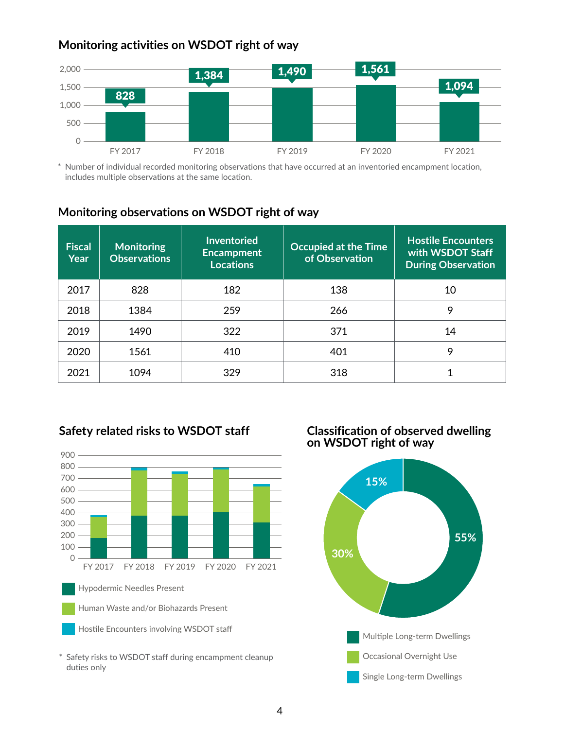## Monitoring activities on WSDOT right of way

| Fiscal Year | Monitoring activities |
|---|---|
| FY 2017 | 828 |
| FY 2018 | 1,384 |
| FY 2019 | 1,490 |
| FY 2020 | 1,561 |
| FY 2021 | 1,094 |

* Number of individual recorded monitoring observations that have occurred at an inventoried encampment location, includes multiple observations at the same location.

## Monitoring observations on WSDOT right of way

| Fiscal Year | Monitoring Observations | Inventoried Encampment Locations | Occupied at the Time of Observation | Hostile Encounters with WSDOT Staff During Observation |
|---|---|---|---|---|
| 2017 | 828 | 182 | 138 | 10 |
| 2018 | 1384 | 259 | 266 | 9 |
| 2019 | 1490 | 322 | 371 | 14 |
| 2020 | 1561 | 410 | 401 | 9 |
| 2021 | 1094 | 329 | 318 | 1 |

## Safety related risks to WSDOT staff

- Hypodermic Needles Present
- Human Waste and/or Biohazards Present
- Hostile Encounters involving WSDOT staff

* Safety risks to WSDOT staff during encampment cleanup duties only

## Classification of observed dwelling on WSDOT right of way

| Classification | Share |
|---|---|
| Multiple Long-term Dwellings | 55% |
| Occasional Overnight Use | 30% |
| Single Long-term Dwellings | 15% |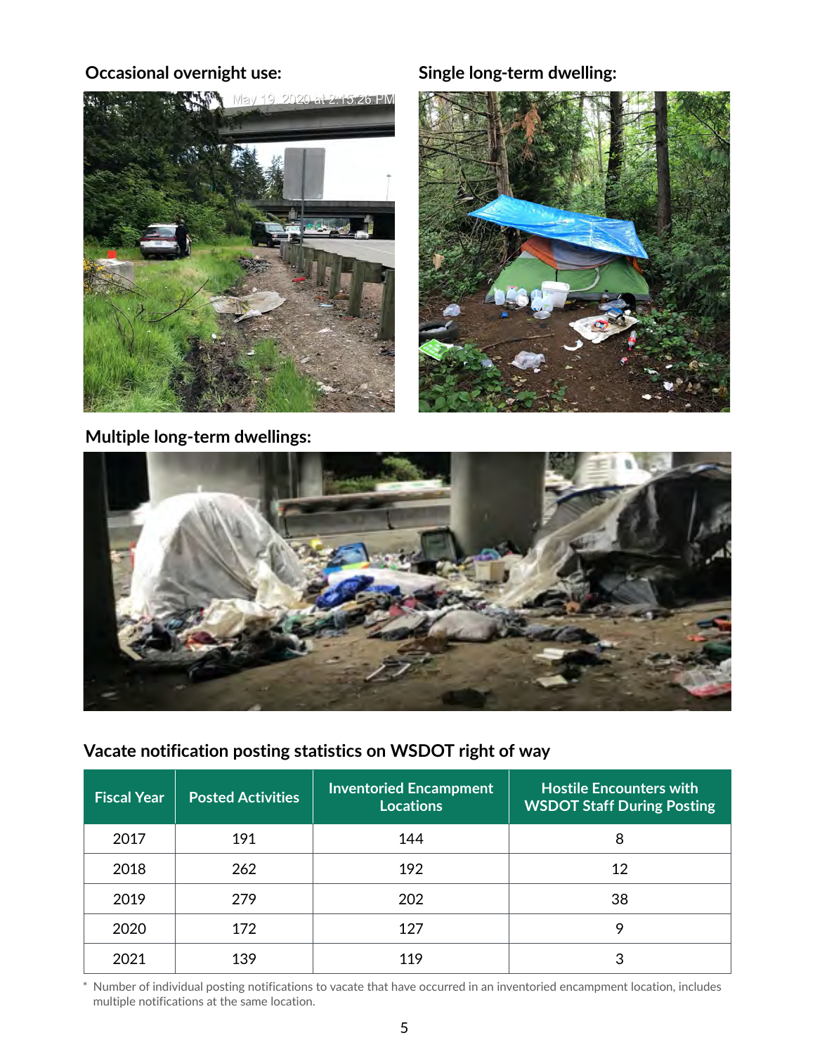**Occasional overnight use:**

**Single long-term dwelling:**

**Multiple long-term dwellings:**

### Vacate notification posting statistics on WSDOT right of way

| Fiscal Year | Posted Activities | Inventoried Encampment Locations | Hostile Encounters with WSDOT Staff During Posting |
|---|---|---|---|
| 2017 | 191 | 144 | 8 |
| 2018 | 262 | 192 | 12 |
| 2019 | 279 | 202 | 38 |
| 2020 | 172 | 127 | 9 |
| 2021 | 139 | 119 | 3 |

* Number of individual posting notifications to vacate that have occurred in an inventoried encampment location, includes multiple notifications at the same location.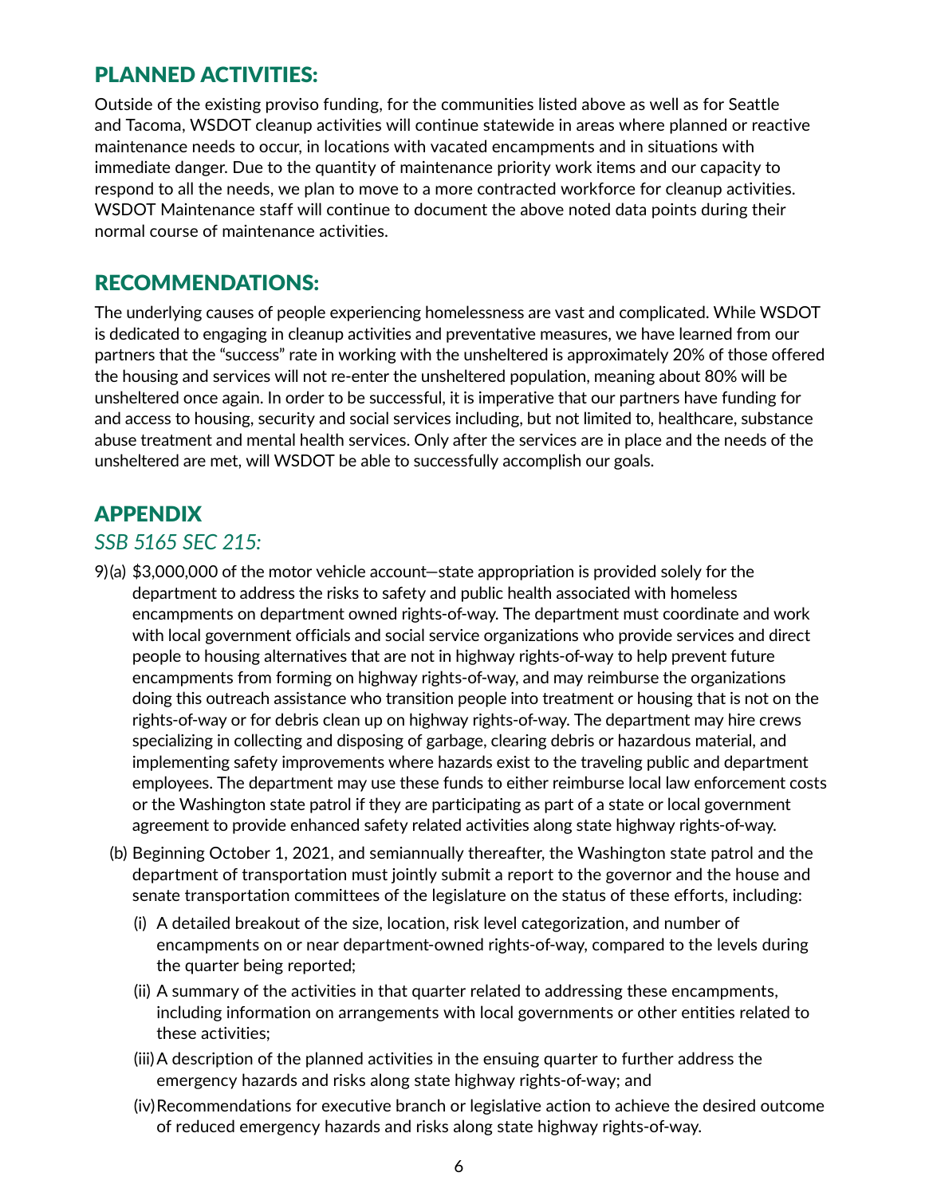## PLANNED ACTIVITIES:

Outside of the existing proviso funding, for the communities listed above as well as for Seattle and Tacoma, WSDOT cleanup activities will continue statewide in areas where planned or reactive maintenance needs to occur, in locations with vacated encampments and in situations with immediate danger. Due to the quantity of maintenance priority work items and our capacity to respond to all the needs, we plan to move to a more contracted workforce for cleanup activities. WSDOT Maintenance staff will continue to document the above noted data points during their normal course of maintenance activities.

## RECOMMENDATIONS:

The underlying causes of people experiencing homelessness are vast and complicated. While WSDOT is dedicated to engaging in cleanup activities and preventative measures, we have learned from our partners that the "success" rate in working with the unsheltered is approximately 20% of those offered the housing and services will not re-enter the unsheltered population, meaning about 80% will be unsheltered once again. In order to be successful, it is imperative that our partners have funding for and access to housing, security and social services including, but not limited to, healthcare, substance abuse treatment and mental health services. Only after the services are in place and the needs of the unsheltered are met, will WSDOT be able to successfully accomplish our goals.

## APPENDIX

### *SSB 5165 SEC 215:*

9)(a) $3,000,000 of the motor vehicle account—state appropriation is provided solely for the department to address the risks to safety and public health associated with homeless encampments on department owned rights-of-way. The department must coordinate and work with local government officials and social service organizations who provide services and direct people to housing alternatives that are not in highway rights-of-way to help prevent future encampments from forming on highway rights-of-way, and may reimburse the organizations doing this outreach assistance who transition people into treatment or housing that is not on the rights-of-way or for debris clean up on highway rights-of-way. The department may hire crews specializing in collecting and disposing of garbage, clearing debris or hazardous material, and implementing safety improvements where hazards exist to the traveling public and department employees. The department may use these funds to either reimburse local law enforcement costs or the Washington state patrol if they are participating as part of a state or local government agreement to provide enhanced safety related activities along state highway rights-of-way.

(b) Beginning October 1, 2021, and semiannually thereafter, the Washington state patrol and the department of transportation must jointly submit a report to the governor and the house and senate transportation committees of the legislature on the status of these efforts, including:

(i) A detailed breakout of the size, location, risk level categorization, and number of encampments on or near department-owned rights-of-way, compared to the levels during the quarter being reported;

(ii) A summary of the activities in that quarter related to addressing these encampments, including information on arrangements with local governments or other entities related to these activities;

(iii) A description of the planned activities in the ensuing quarter to further address the emergency hazards and risks along state highway rights-of-way; and

(iv) Recommendations for executive branch or legislative action to achieve the desired outcome of reduced emergency hazards and risks along state highway rights-of-way.